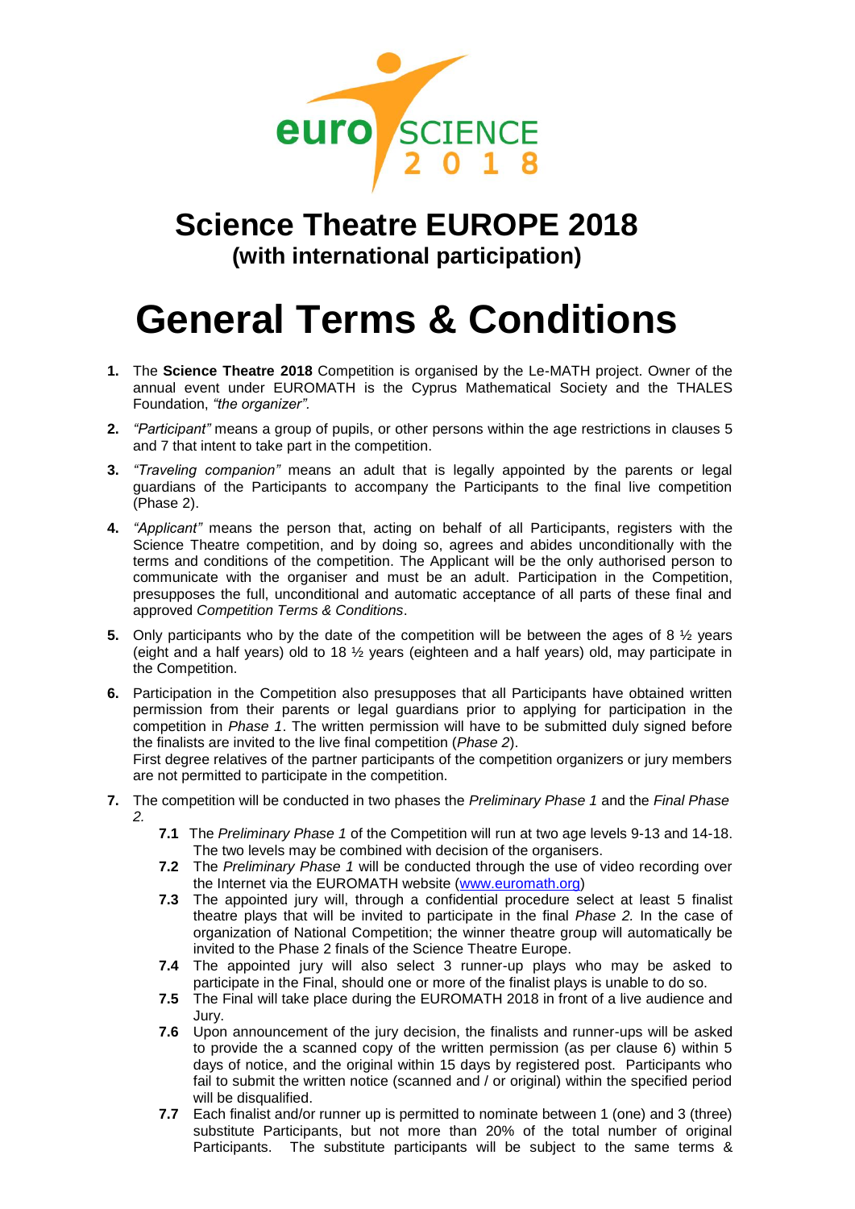euro SCIENCE 2 0 1 8

# Science Theatre EUROPE 2018
## (with international participation)

# General Terms & Conditions

1. The **Science Theatre 2018** Competition is organised by the Le-MATH project. Owner of the annual event under EUROMATH is the Cyprus Mathematical Society and the THALES Foundation, *"the organizer".*
2. *"Participant"* means a group of pupils, or other persons within the age restrictions in clauses 5 and 7 that intent to take part in the competition.
3. *"Traveling companion"* means an adult that is legally appointed by the parents or legal guardians of the Participants to accompany the Participants to the final live competition (Phase 2).
4. *"Applicant"* means the person that, acting on behalf of all Participants, registers with the Science Theatre competition, and by doing so, agrees and abides unconditionally with the terms and conditions of the competition. The Applicant will be the only authorised person to communicate with the organiser and must be an adult. Participation in the Competition, presupposes the full, unconditional and automatic acceptance of all parts of these final and approved *Competition Terms & Conditions*.
5. Only participants who by the date of the competition will be between the ages of 8 ½ years (eight and a half years) old to 18 ½ years (eighteen and a half years) old, may participate in the Competition.
6. Participation in the Competition also presupposes that all Participants have obtained written permission from their parents or legal guardians prior to applying for participation in the competition in *Phase 1*. The written permission will have to be submitted duly signed before the finalists are invited to the live final competition (*Phase 2*).
   First degree relatives of the partner participants of the competition organizers or jury members are not permitted to participate in the competition.
7. The competition will be conducted in two phases the *Preliminary Phase 1* and the *Final Phase 2.*
   - **7.1** The *Preliminary Phase 1* of the Competition will run at two age levels 9-13 and 14-18. The two levels may be combined with decision of the organisers.
   - **7.2** The *Preliminary Phase 1* will be conducted through the use of video recording over the Internet via the EUROMATH website (www.euromath.org)
   - **7.3** The appointed jury will, through a confidential procedure select at least 5 finalist theatre plays that will be invited to participate in the final *Phase 2.* In the case of organization of National Competition; the winner theatre group will automatically be invited to the Phase 2 finals of the Science Theatre Europe.
   - **7.4** The appointed jury will also select 3 runner-up plays who may be asked to participate in the Final, should one or more of the finalist plays is unable to do so.
   - **7.5** The Final will take place during the EUROMATH 2018 in front of a live audience and Jury.
   - **7.6** Upon announcement of the jury decision, the finalists and runner-ups will be asked to provide the a scanned copy of the written permission (as per clause 6) within 5 days of notice, and the original within 15 days by registered post. Participants who fail to submit the written notice (scanned and / or original) within the specified period will be disqualified.
   - **7.7** Each finalist and/or runner up is permitted to nominate between 1 (one) and 3 (three) substitute Participants, but not more than 20% of the total number of original Participants. The substitute participants will be subject to the same terms &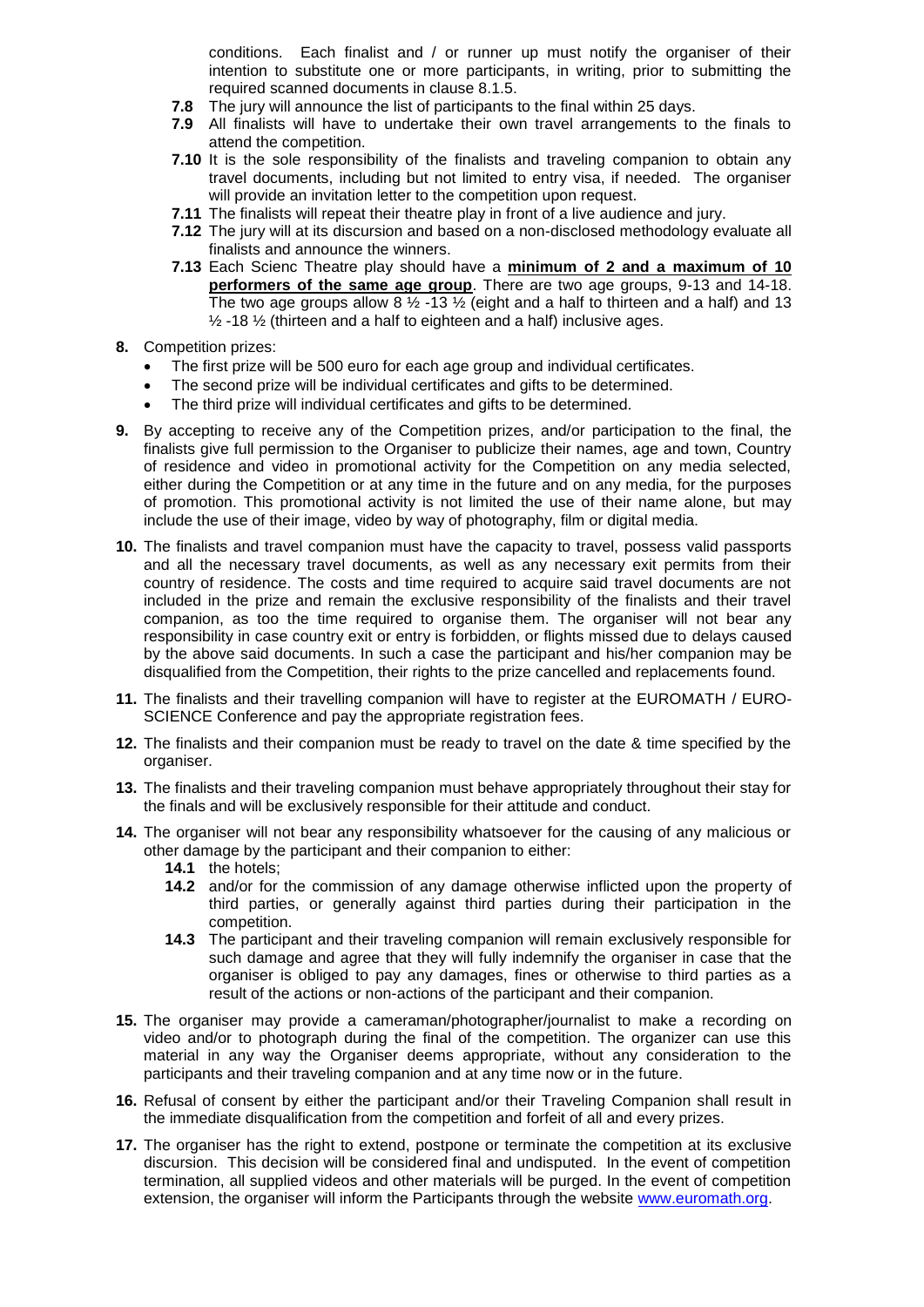conditions. Each finalist and / or runner up must notify the organiser of their intention to substitute one or more participants, in writing, prior to submitting the required scanned documents in clause 8.1.5.

- **7.8** The jury will announce the list of participants to the final within 25 days.
- **7.9** All finalists will have to undertake their own travel arrangements to the finals to attend the competition.
- **7.10** It is the sole responsibility of the finalists and traveling companion to obtain any travel documents, including but not limited to entry visa, if needed. The organiser will provide an invitation letter to the competition upon request.
- **7.11** The finalists will repeat their theatre play in front of a live audience and jury.
- **7.12** The jury will at its discursion and based on a non-disclosed methodology evaluate all finalists and announce the winners.
- **7.13** Each Scienc Theatre play should have a **minimum of 2 and a maximum of 10 performers of the same age group**. There are two age groups, 9-13 and 14-18. The two age groups allow 8 ½ -13 ½ (eight and a half to thirteen and a half) and 13 ½ -18 ½ (thirteen and a half to eighteen and a half) inclusive ages.

**8.** Competition prizes:

- The first prize will be 500 euro for each age group and individual certificates.
- The second prize will be individual certificates and gifts to be determined.
- The third prize will individual certificates and gifts to be determined.

**9.** By accepting to receive any of the Competition prizes, and/or participation to the final, the finalists give full permission to the Organiser to publicize their names, age and town, Country of residence and video in promotional activity for the Competition on any media selected, either during the Competition or at any time in the future and on any media, for the purposes of promotion. This promotional activity is not limited the use of their name alone, but may include the use of their image, video by way of photography, film or digital media.

**10.** The finalists and travel companion must have the capacity to travel, possess valid passports and all the necessary travel documents, as well as any necessary exit permits from their country of residence. The costs and time required to acquire said travel documents are not included in the prize and remain the exclusive responsibility of the finalists and their travel companion, as too the time required to organise them. The organiser will not bear any responsibility in case country exit or entry is forbidden, or flights missed due to delays caused by the above said documents. In such a case the participant and his/her companion may be disqualified from the Competition, their rights to the prize cancelled and replacements found.

**11.** The finalists and their travelling companion will have to register at the EUROMATH / EURO-SCIENCE Conference and pay the appropriate registration fees.

**12.** The finalists and their companion must be ready to travel on the date & time specified by the organiser.

**13.** The finalists and their traveling companion must behave appropriately throughout their stay for the finals and will be exclusively responsible for their attitude and conduct.

**14.** The organiser will not bear any responsibility whatsoever for the causing of any malicious or other damage by the participant and their companion to either:

- **14.1** the hotels;
- **14.2** and/or for the commission of any damage otherwise inflicted upon the property of third parties, or generally against third parties during their participation in the competition.
- **14.3** The participant and their traveling companion will remain exclusively responsible for such damage and agree that they will fully indemnify the organiser in case that the organiser is obliged to pay any damages, fines or otherwise to third parties as a result of the actions or non-actions of the participant and their companion.

**15.** The organiser may provide a cameraman/photographer/journalist to make a recording on video and/or to photograph during the final of the competition. The organizer can use this material in any way the Organiser deems appropriate, without any consideration to the participants and their traveling companion and at any time now or in the future.

**16.** Refusal of consent by either the participant and/or their Traveling Companion shall result in the immediate disqualification from the competition and forfeit of all and every prizes.

**17.** The organiser has the right to extend, postpone or terminate the competition at its exclusive discursion. This decision will be considered final and undisputed. In the event of competition termination, all supplied videos and other materials will be purged. In the event of competition extension, the organiser will inform the Participants through the website www.euromath.org.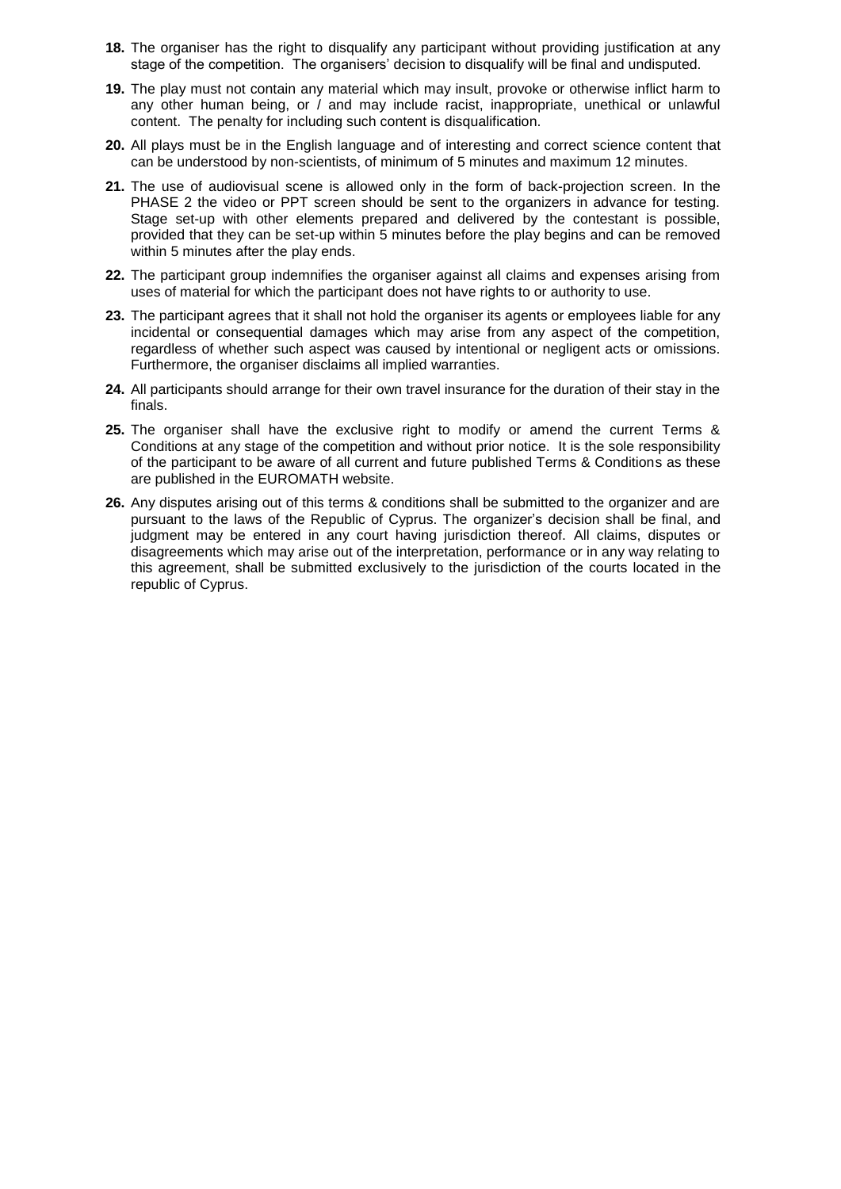**18.** The organiser has the right to disqualify any participant without providing justification at any stage of the competition. The organisers' decision to disqualify will be final and undisputed.

**19.** The play must not contain any material which may insult, provoke or otherwise inflict harm to any other human being, or / and may include racist, inappropriate, unethical or unlawful content. The penalty for including such content is disqualification.

**20.** All plays must be in the English language and of interesting and correct science content that can be understood by non-scientists, of minimum of 5 minutes and maximum 12 minutes.

**21.** The use of audiovisual scene is allowed only in the form of back-projection screen. In the PHASE 2 the video or PPT screen should be sent to the organizers in advance for testing. Stage set-up with other elements prepared and delivered by the contestant is possible, provided that they can be set-up within 5 minutes before the play begins and can be removed within 5 minutes after the play ends.

**22.** The participant group indemnifies the organiser against all claims and expenses arising from uses of material for which the participant does not have rights to or authority to use.

**23.** The participant agrees that it shall not hold the organiser its agents or employees liable for any incidental or consequential damages which may arise from any aspect of the competition, regardless of whether such aspect was caused by intentional or negligent acts or omissions. Furthermore, the organiser disclaims all implied warranties.

**24.** All participants should arrange for their own travel insurance for the duration of their stay in the finals.

**25.** The organiser shall have the exclusive right to modify or amend the current Terms & Conditions at any stage of the competition and without prior notice. It is the sole responsibility of the participant to be aware of all current and future published Terms & Conditions as these are published in the EUROMATH website.

**26.** Any disputes arising out of this terms & conditions shall be submitted to the organizer and are pursuant to the laws of the Republic of Cyprus. The organizer's decision shall be final, and judgment may be entered in any court having jurisdiction thereof. All claims, disputes or disagreements which may arise out of the interpretation, performance or in any way relating to this agreement, shall be submitted exclusively to the jurisdiction of the courts located in the republic of Cyprus.